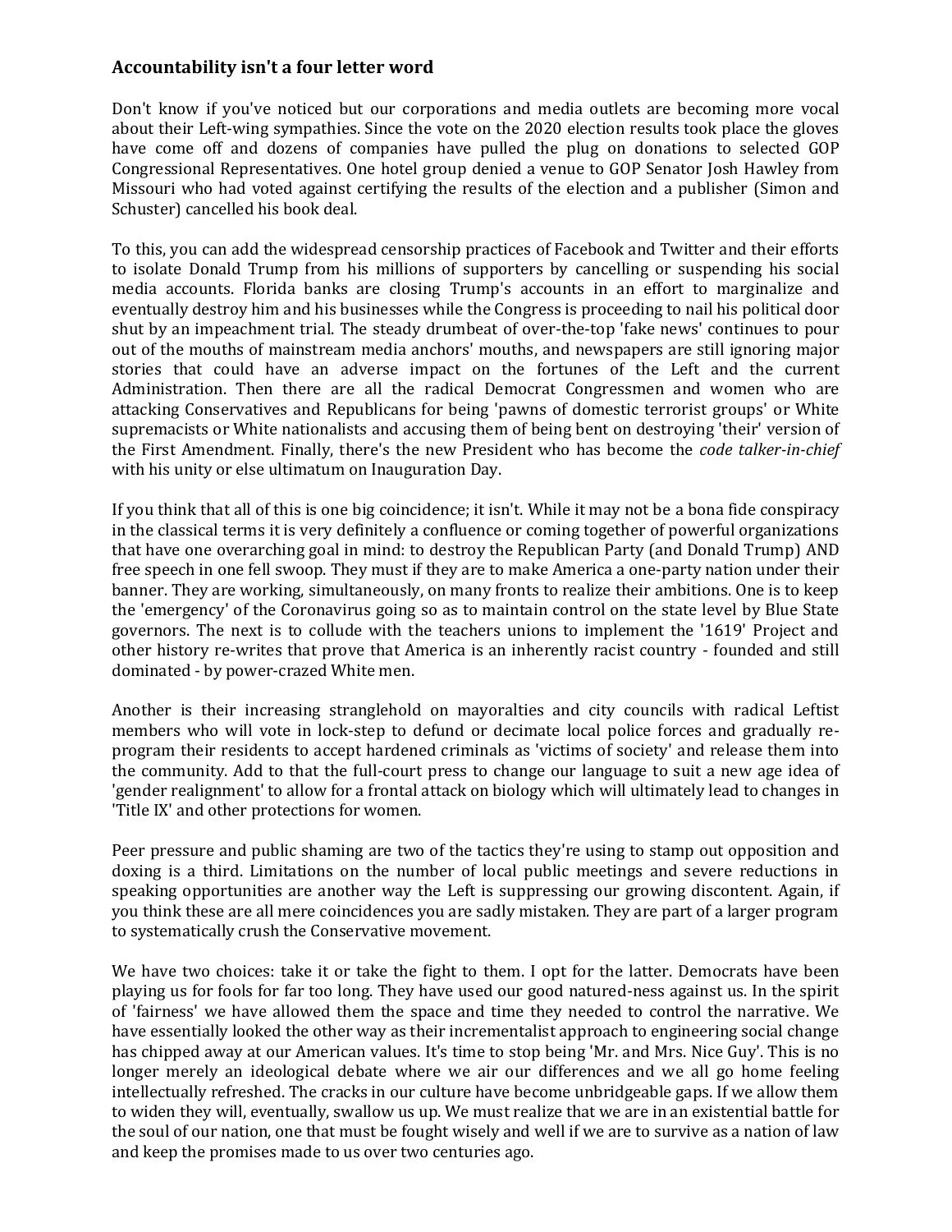**Accountability isn't a four letter word**

Don't know if you've noticed but our corporations and media outlets are becoming more vocal about their Left-wing sympathies. Since the vote on the 2020 election results took place the gloves have come off and dozens of companies have pulled the plug on donations to selected GOP Congressional Representatives. One hotel group denied a venue to GOP Senator Josh Hawley from Missouri who had voted against certifying the results of the election and a publisher (Simon and Schuster) cancelled his book deal.

To this, you can add the widespread censorship practices of Facebook and Twitter and their efforts to isolate Donald Trump from his millions of supporters by cancelling or suspending his social media accounts. Florida banks are closing Trump's accounts in an effort to marginalize and eventually destroy him and his businesses while the Congress is proceeding to nail his political door shut by an impeachment trial. The steady drumbeat of over-the-top 'fake news' continues to pour out of the mouths of mainstream media anchors' mouths, and newspapers are still ignoring major stories that could have an adverse impact on the fortunes of the Left and the current Administration. Then there are all the radical Democrat Congressmen and women who are attacking Conservatives and Republicans for being 'pawns of domestic terrorist groups' or White supremacists or White nationalists and accusing them of being bent on destroying 'their' version of the First Amendment. Finally, there's the new President who has become the *code talker-in-chief* with his unity or else ultimatum on Inauguration Day.

If you think that all of this is one big coincidence; it isn't. While it may not be a bona fide conspiracy in the classical terms it is very definitely a confluence or coming together of powerful organizations that have one overarching goal in mind: to destroy the Republican Party (and Donald Trump) AND free speech in one fell swoop. They must if they are to make America a one-party nation under their banner. They are working, simultaneously, on many fronts to realize their ambitions. One is to keep the 'emergency' of the Coronavirus going so as to maintain control on the state level by Blue State governors. The next is to collude with the teachers unions to implement the '1619' Project and other history re-writes that prove that America is an inherently racist country - founded and still dominated - by power-crazed White men.

Another is their increasing stranglehold on mayoralties and city councils with radical Leftist members who will vote in lock-step to defund or decimate local police forces and gradually re-program their residents to accept hardened criminals as 'victims of society' and release them into the community. Add to that the full-court press to change our language to suit a new age idea of 'gender realignment' to allow for a frontal attack on biology which will ultimately lead to changes in 'Title IX' and other protections for women.

Peer pressure and public shaming are two of the tactics they're using to stamp out opposition and doxing is a third. Limitations on the number of local public meetings and severe reductions in speaking opportunities are another way the Left is suppressing our growing discontent. Again, if you think these are all mere coincidences you are sadly mistaken. They are part of a larger program to systematically crush the Conservative movement.

We have two choices: take it or take the fight to them. I opt for the latter. Democrats have been playing us for fools for far too long. They have used our good natured-ness against us. In the spirit of 'fairness' we have allowed them the space and time they needed to control the narrative. We have essentially looked the other way as their incrementalist approach to engineering social change has chipped away at our American values. It's time to stop being 'Mr. and Mrs. Nice Guy'. This is no longer merely an ideological debate where we air our differences and we all go home feeling intellectually refreshed. The cracks in our culture have become unbridgeable gaps. If we allow them to widen they will, eventually, swallow us up. We must realize that we are in an existential battle for the soul of our nation, one that must be fought wisely and well if we are to survive as a nation of law and keep the promises made to us over two centuries ago.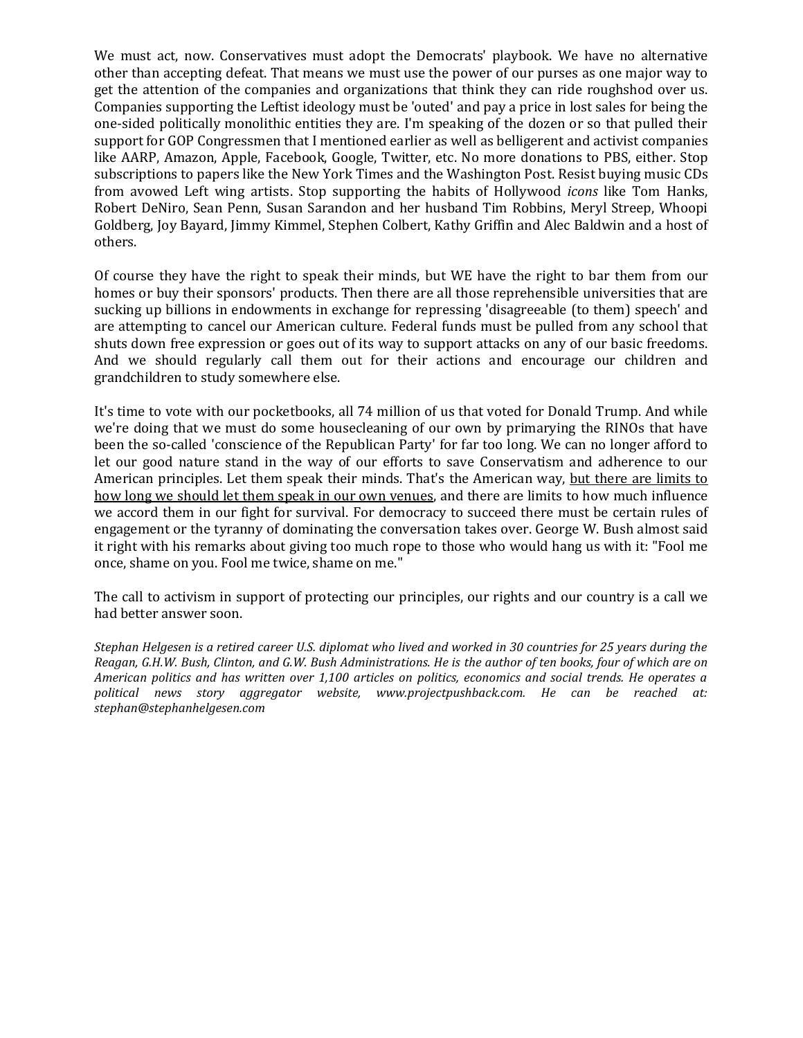We must act, now. Conservatives must adopt the Democrats' playbook. We have no alternative other than accepting defeat. That means we must use the power of our purses as one major way to get the attention of the companies and organizations that think they can ride roughshod over us. Companies supporting the Leftist ideology must be 'outed' and pay a price in lost sales for being the one-sided politically monolithic entities they are. I'm speaking of the dozen or so that pulled their support for GOP Congressmen that I mentioned earlier as well as belligerent and activist companies like AARP, Amazon, Apple, Facebook, Google, Twitter, etc. No more donations to PBS, either. Stop subscriptions to papers like the New York Times and the Washington Post. Resist buying music CDs from avowed Left wing artists. Stop supporting the habits of Hollywood *icons* like Tom Hanks, Robert DeNiro, Sean Penn, Susan Sarandon and her husband Tim Robbins, Meryl Streep, Whoopi Goldberg, Joy Bayard, Jimmy Kimmel, Stephen Colbert, Kathy Griffin and Alec Baldwin and a host of others.

Of course they have the right to speak their minds, but WE have the right to bar them from our homes or buy their sponsors' products. Then there are all those reprehensible universities that are sucking up billions in endowments in exchange for repressing 'disagreeable (to them) speech' and are attempting to cancel our American culture. Federal funds must be pulled from any school that shuts down free expression or goes out of its way to support attacks on any of our basic freedoms. And we should regularly call them out for their actions and encourage our children and grandchildren to study somewhere else.

It's time to vote with our pocketbooks, all 74 million of us that voted for Donald Trump. And while we're doing that we must do some housecleaning of our own by primarying the RINOs that have been the so-called 'conscience of the Republican Party' for far too long. We can no longer afford to let our good nature stand in the way of our efforts to save Conservatism and adherence to our American principles. Let them speak their minds. That's the American way, <u>but there are limits to how long we should let them speak in our own venues</u>, and there are limits to how much influence we accord them in our fight for survival. For democracy to succeed there must be certain rules of engagement or the tyranny of dominating the conversation takes over. George W. Bush almost said it right with his remarks about giving too much rope to those who would hang us with it: "Fool me once, shame on you. Fool me twice, shame on me."

The call to activism in support of protecting our principles, our rights and our country is a call we had better answer soon.

*Stephan Helgesen is a retired career U.S. diplomat who lived and worked in 30 countries for 25 years during the Reagan, G.H.W. Bush, Clinton, and G.W. Bush Administrations. He is the author of ten books, four of which are on American politics and has written over 1,100 articles on politics, economics and social trends. He operates a political news story aggregator website, www.projectpushback.com. He can be reached at: stephan@stephanhelgesen.com*